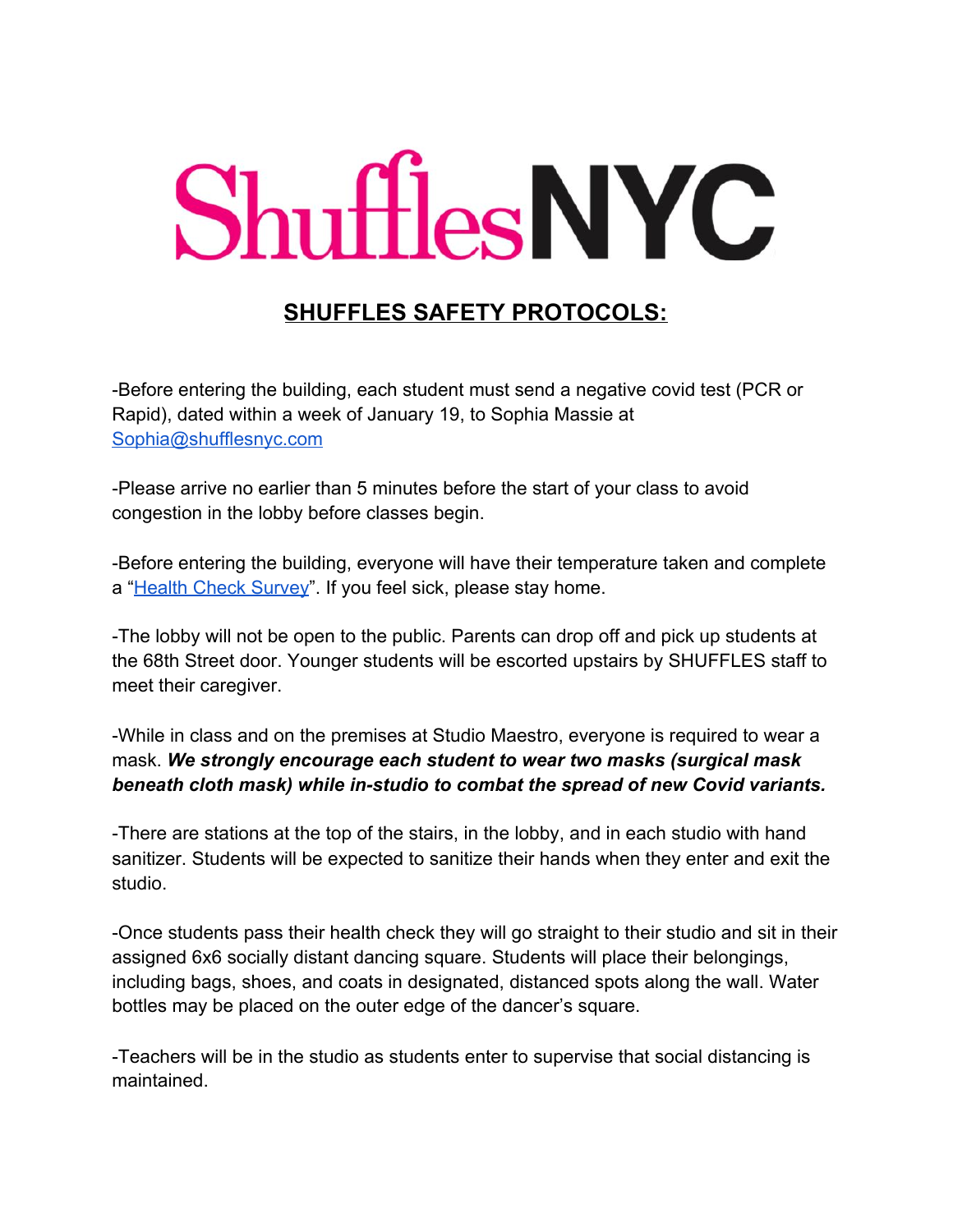# ShufflesNYC

## SHUFFLES SAFETY PROTOCOLS:

-Before entering the building, each student must send a negative covid test (PCR or Rapid), dated within a week of January 19, to Sophia Massie at Sophia@shufflesnyc.com

-Please arrive no earlier than 5 minutes before the start of your class to avoid congestion in the lobby before classes begin.

-Before entering the building, everyone will have their temperature taken and complete a "Health Check Survey". If you feel sick, please stay home.

-The lobby will not be open to the public. Parents can drop off and pick up students at the 68th Street door. Younger students will be escorted upstairs by SHUFFLES staff to meet their caregiver.

-While in class and on the premises at Studio Maestro, everyone is required to wear a mask. ***We strongly encourage each student to wear two masks (surgical mask beneath cloth mask) while in-studio to combat the spread of new Covid variants.***

-There are stations at the top of the stairs, in the lobby, and in each studio with hand sanitizer. Students will be expected to sanitize their hands when they enter and exit the studio.

-Once students pass their health check they will go straight to their studio and sit in their assigned 6x6 socially distant dancing square. Students will place their belongings, including bags, shoes, and coats in designated, distanced spots along the wall. Water bottles may be placed on the outer edge of the dancer's square.

-Teachers will be in the studio as students enter to supervise that social distancing is maintained.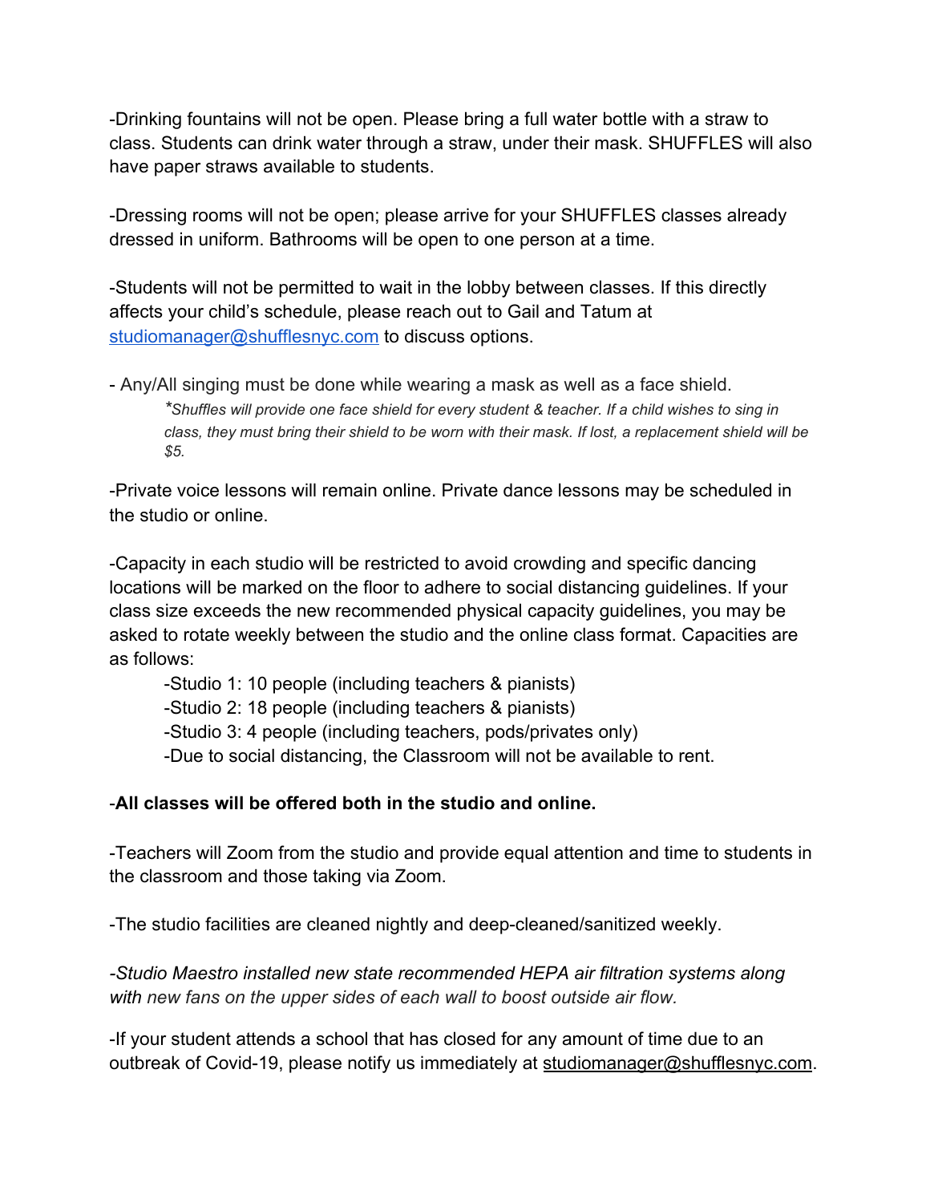-Drinking fountains will not be open. Please bring a full water bottle with a straw to class. Students can drink water through a straw, under their mask. SHUFFLES will also have paper straws available to students.

-Dressing rooms will not be open; please arrive for your SHUFFLES classes already dressed in uniform. Bathrooms will be open to one person at a time.

-Students will not be permitted to wait in the lobby between classes. If this directly affects your child's schedule, please reach out to Gail and Tatum at [studiomanager@shufflesnyc.com](mailto:studiomanager@shufflesnyc.com) to discuss options.

- Any/All singing must be done while wearing a mask as well as a face shield.

  *\*Shuffles will provide one face shield for every student & teacher. If a child wishes to sing in class, they must bring their shield to be worn with their mask. If lost, a replacement shield will be $5.*

-Private voice lessons will remain online. Private dance lessons may be scheduled in the studio or online.

-Capacity in each studio will be restricted to avoid crowding and specific dancing locations will be marked on the floor to adhere to social distancing guidelines. If your class size exceeds the new recommended physical capacity guidelines, you may be asked to rotate weekly between the studio and the online class format. Capacities are as follows:

   -Studio 1: 10 people (including teachers & pianists)
   -Studio 2: 18 people (including teachers & pianists)
   -Studio 3: 4 people (including teachers, pods/privates only)
   -Due to social distancing, the Classroom will not be available to rent.

-**All classes will be offered both in the studio and online.**

-Teachers will Zoom from the studio and provide equal attention and time to students in the classroom and those taking via Zoom.

-The studio facilities are cleaned nightly and deep-cleaned/sanitized weekly.

*-Studio Maestro installed new state recommended HEPA air filtration systems along with new fans on the upper sides of each wall to boost outside air flow.*

-If your student attends a school that has closed for any amount of time due to an outbreak of Covid-19, please notify us immediately at studiomanager@shufflesnyc.com.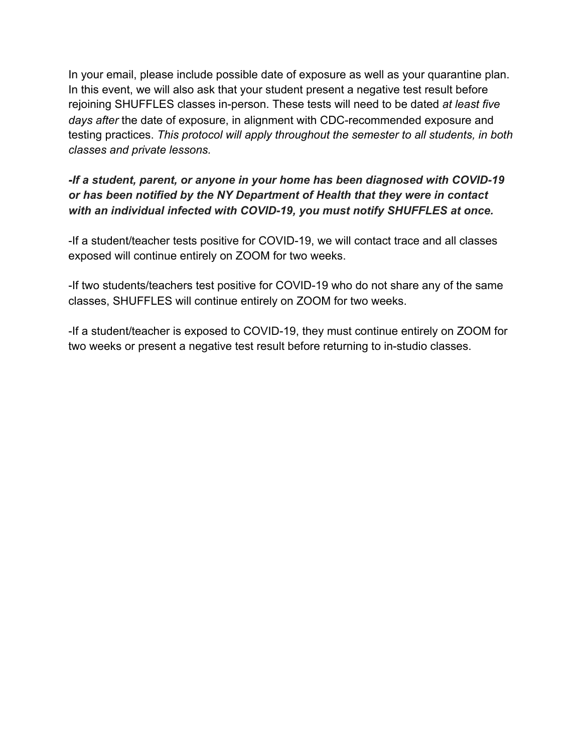In your email, please include possible date of exposure as well as your quarantine plan. In this event, we will also ask that your student present a negative test result before rejoining SHUFFLES classes in-person. These tests will need to be dated *at least five days after* the date of exposure, in alignment with CDC-recommended exposure and testing practices. *This protocol will apply throughout the semester to all students, in both classes and private lessons.*

***-If a student, parent, or anyone in your home has been diagnosed with COVID-19 or has been notified by the NY Department of Health that they were in contact with an individual infected with COVID-19, you must notify SHUFFLES at once.***

-If a student/teacher tests positive for COVID-19, we will contact trace and all classes exposed will continue entirely on ZOOM for two weeks.

-If two students/teachers test positive for COVID-19 who do not share any of the same classes, SHUFFLES will continue entirely on ZOOM for two weeks.

-If a student/teacher is exposed to COVID-19, they must continue entirely on ZOOM for two weeks or present a negative test result before returning to in-studio classes.